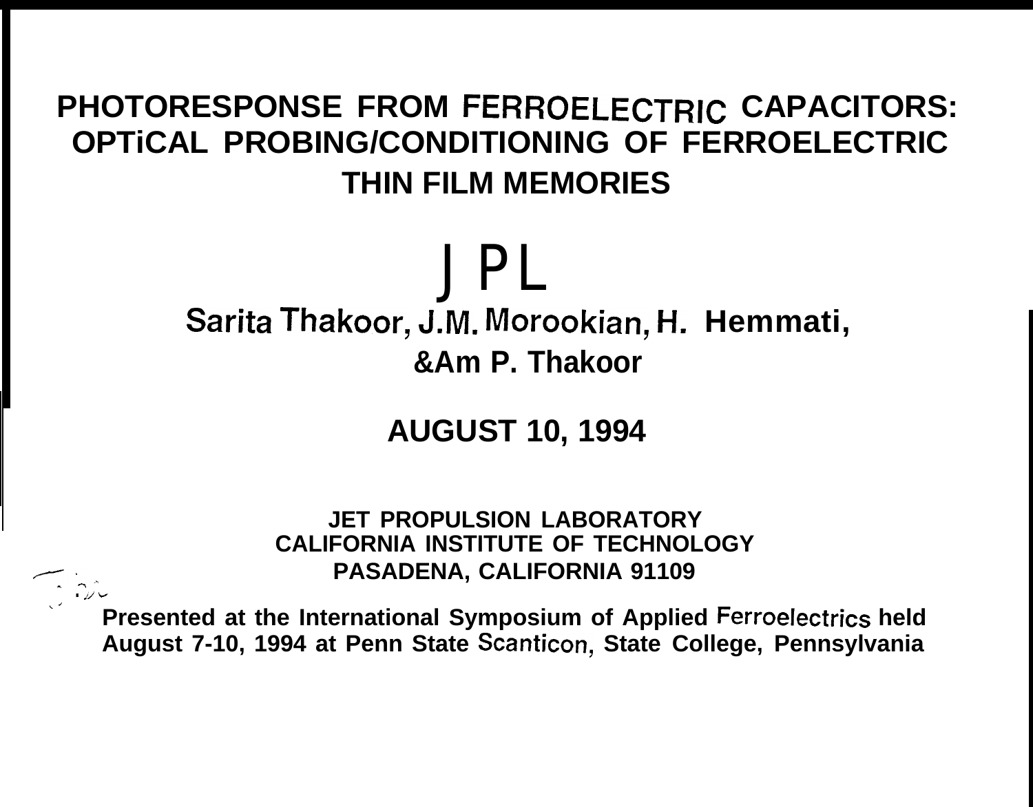# PHOTORESPONSE FROM FERROELECTRIC CAPACITORS: OPTiCAL PROBING/CONDITIONING OF FERROELECTRIC THIN FILM MEMORIES

JPL

**Sarita Thakoor, J.M. Morookian, H. Hemmati, &Am P. Thakoor**

**AUGUST 10, 1994**

**JET PROPULSION LABORATORY**
**CALIFORNIA INSTITUTE OF TECHNOLOGY**
**PASADENA, CALIFORNIA 91109**

**Presented at the International Symposium of Applied Ferroelectrics held August 7-10, 1994 at Penn State Scanticon, State College, Pennsylvania**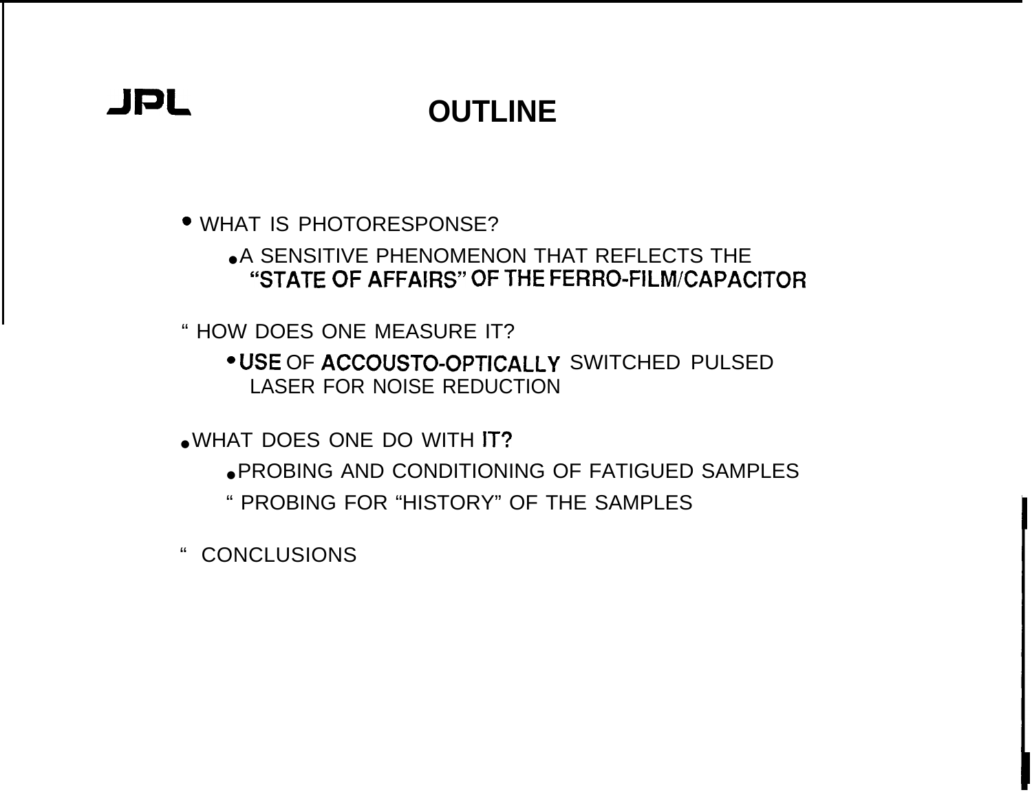JPL

# OUTLINE

- WHAT IS PHOTORESPONSE?
  - A SENSITIVE PHENOMENON THAT REFLECTS THE "STATE OF AFFAIRS" OF THE FERRO-FILM/CAPACITOR
- HOW DOES ONE MEASURE IT?
  - USE OF ACCOUSTO-OPTICALLY SWITCHED PULSED LASER FOR NOISE REDUCTION
- WHAT DOES ONE DO WITH IT?
  - PROBING AND CONDITIONING OF FATIGUED SAMPLES
  - PROBING FOR "HISTORY" OF THE SAMPLES
- CONCLUSIONS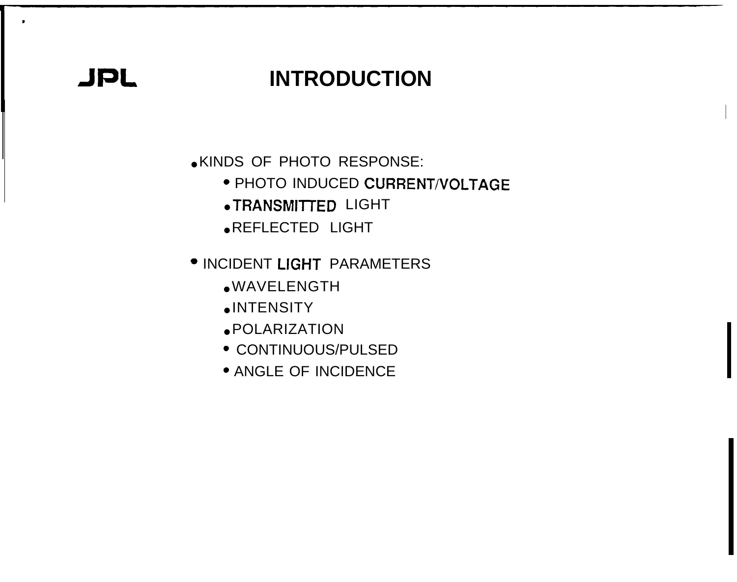# INTRODUCTION

- KINDS OF PHOTO RESPONSE:
  - PHOTO INDUCED CURRENT/VOLTAGE
  - TRANSMITTED LIGHT
  - REFLECTED LIGHT
- INCIDENT LIGHT PARAMETERS
  - WAVELENGTH
  - INTENSITY
  - POLARIZATION
  - CONTINUOUS/PULSED
  - ANGLE OF INCIDENCE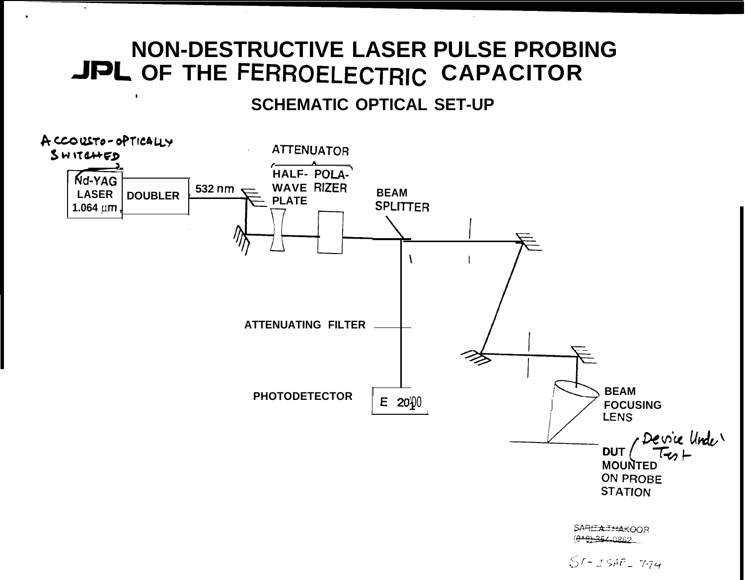# JPL NON-DESTRUCTIVE LASER PULSE PROBING OF THE FERROELECTRIC CAPACITOR

## SCHEMATIC OPTICAL SET-UP

ACCOUSTO-OPTICALLY SWITCHED

Nd-YAG LASER 1.064 μm

DOUBLER

532 nm

ATTENUATOR

HALF-WAVE PLATE

POLARIZER

BEAM SPLITTER

ATTENUATING FILTER

PHOTODETECTOR

E 2001

BEAM FOCUSING LENS

DUT (Device Under Test) MOUNTED ON PROBE STATION

SARITA THAKOOR
(818) 354-0862

ST-ISAF_794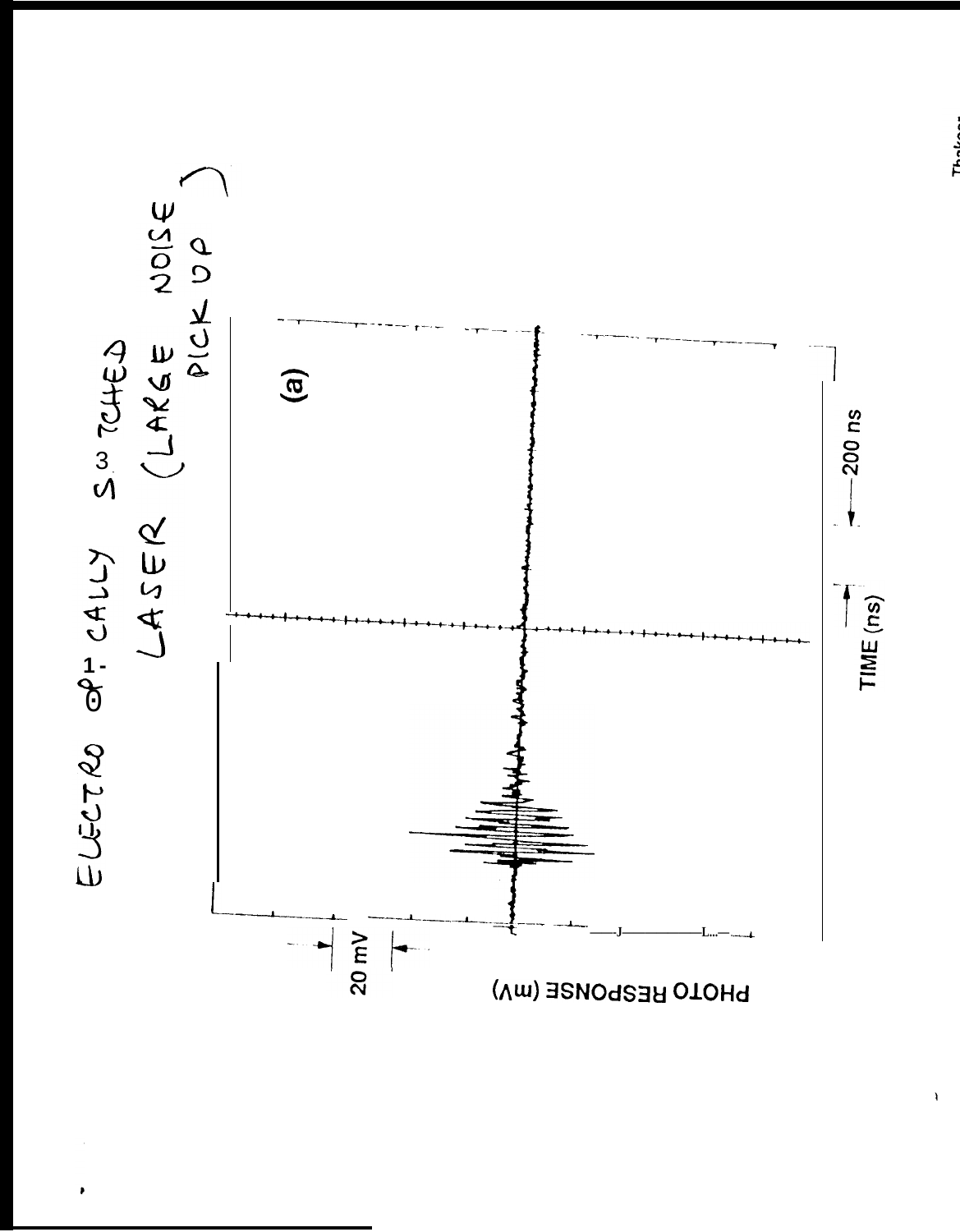ELECTRO OPTICALLY SWITCHED LASER (LARGE NOISE PICK UP)

(a)

PHOTO RESPONSE (mV)

20 mV

TIME (ns)

200 ns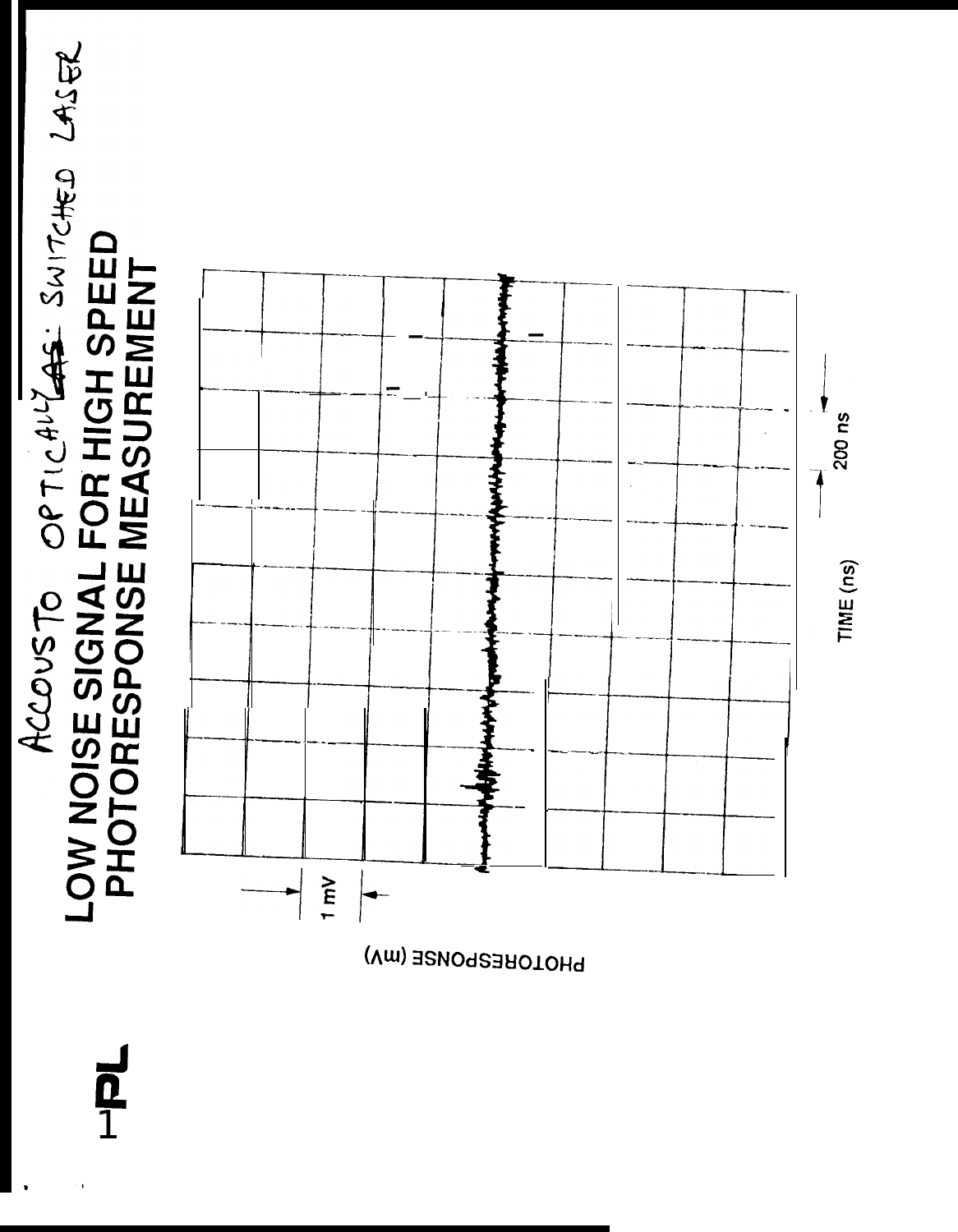ACCOUSTO OPTICALLY SWITCHED LASER

# LOW NOISE SIGNAL FOR HIGH SPEED PHOTORESPONSE MEASUREMENT

1 mV

PHOTORESPONSE (mV)

200 ns

TIME (ns)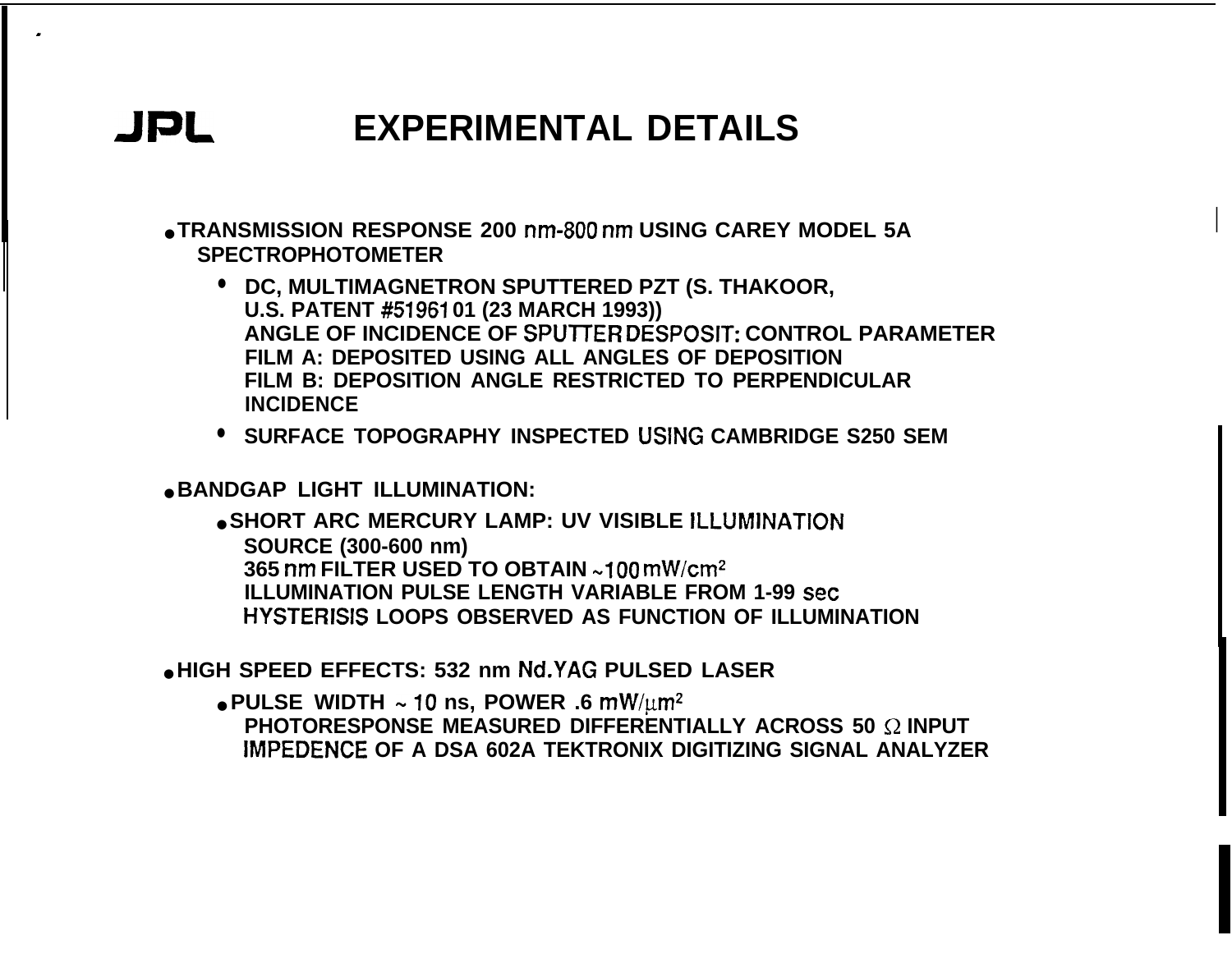# JPL EXPERIMENTAL DETAILS

- **TRANSMISSION RESPONSE 200 nm-800 nm USING CAREY MODEL 5A SPECTROPHOTOMETER**
  - **DC, MULTIMAGNETRON SPUTTERED PZT (S. THAKOOR, U.S. PATENT #5196101 (23 MARCH 1993))**
    **ANGLE OF INCIDENCE OF SPUTTER DESPOSIT: CONTROL PARAMETER**
    **FILM A: DEPOSITED USING ALL ANGLES OF DEPOSITION**
    **FILM B: DEPOSITION ANGLE RESTRICTED TO PERPENDICULAR INCIDENCE**
  - **SURFACE TOPOGRAPHY INSPECTED USING CAMBRIDGE S250 SEM**

- **BANDGAP LIGHT ILLUMINATION:**
  - **SHORT ARC MERCURY LAMP: UV VISIBLE ILLUMINATION SOURCE (300-600 nm)**
    **365 nm FILTER USED TO OBTAIN ~100 mW/cm$^2$**
    **ILLUMINATION PULSE LENGTH VARIABLE FROM 1-99 sec**
    **HYSTERISIS LOOPS OBSERVED AS FUNCTION OF ILLUMINATION**

- **HIGH SPEED EFFECTS: 532 nm Nd.YAG PULSED LASER**
  - **PULSE WIDTH ~ 10 ns, POWER .6 mW/$\mu$m$^2$**
    **PHOTORESPONSE MEASURED DIFFERENTIALLY ACROSS 50 $\Omega$ INPUT IMPEDENCE OF A DSA 602A TEKTRONIX DIGITIZING SIGNAL ANALYZER**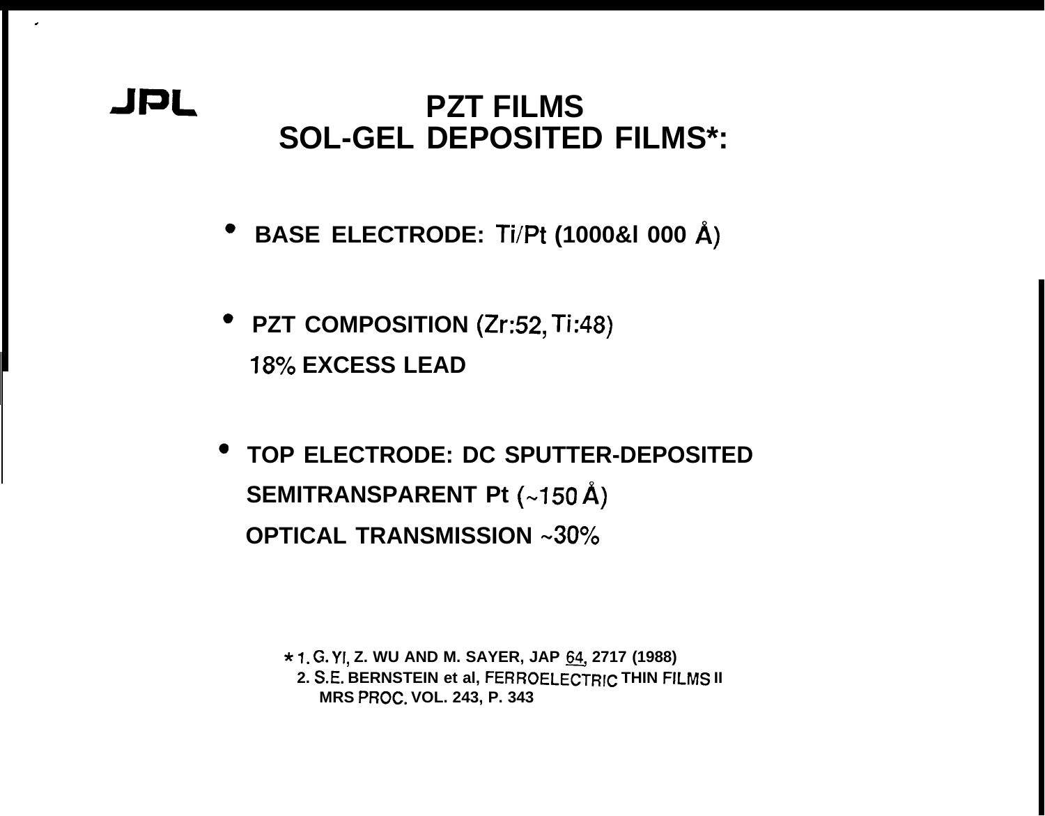JPL

# PZT FILMS
# SOL-GEL DEPOSITED FILMS*:

- **BASE ELECTRODE:** Ti/Pt **(1000&1 000 Å)**

- **PZT COMPOSITION** (Zr:52, Ti:48)
  **18% EXCESS LEAD**

- **TOP ELECTRODE: DC SPUTTER-DEPOSITED**
  **SEMITRANSPARENT Pt** (~150 Å)
  **OPTICAL TRANSMISSION** ~30%

\* 1. G. YI, Z. WU AND M. SAYER, JAP 64, 2717 (1988)
2. S.E. BERNSTEIN et al, FERROELECTRIC THIN FILMS II MRS PROC. VOL. 243, P. 343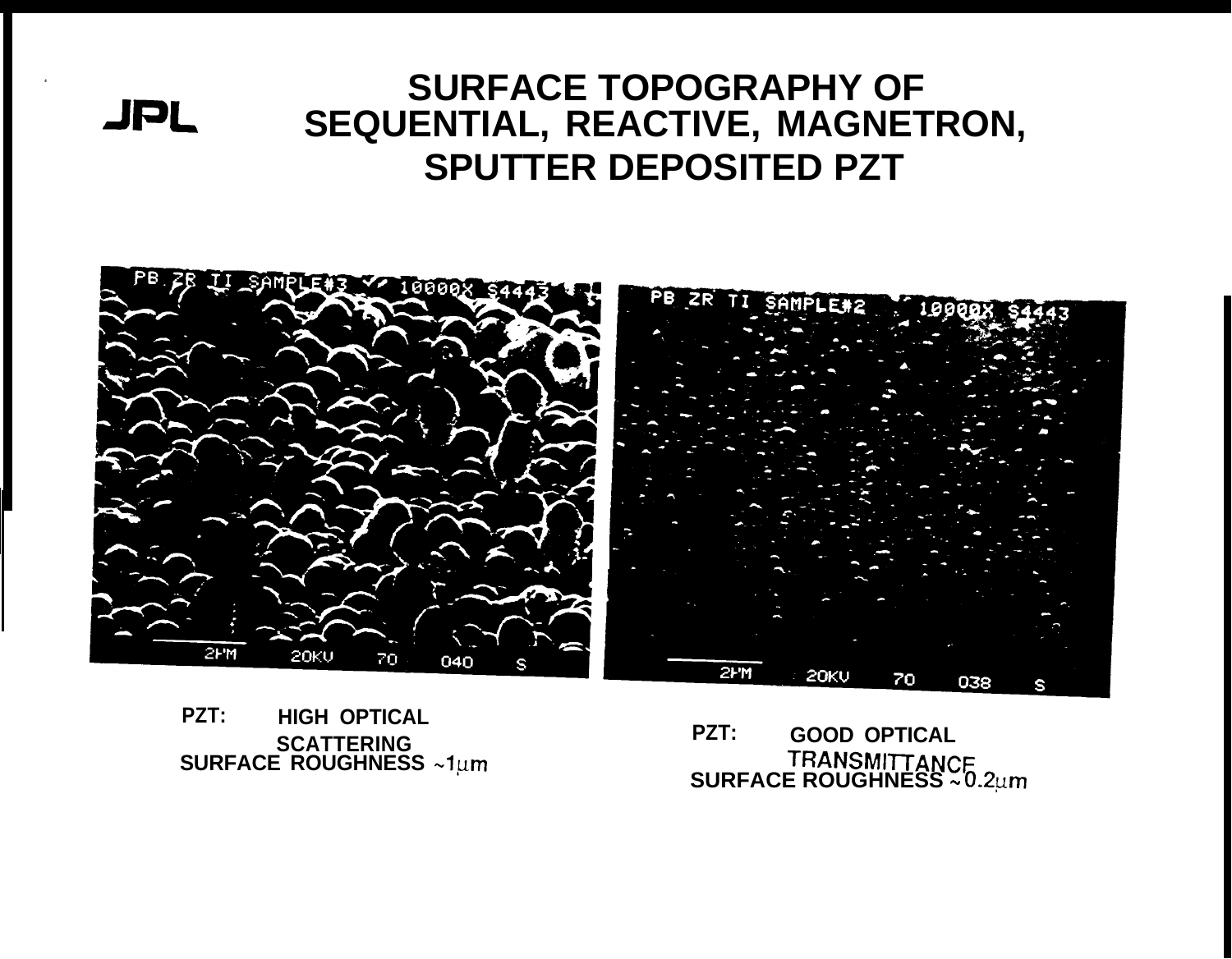# SURFACE TOPOGRAPHY OF SEQUENTIAL, REACTIVE, MAGNETRON, SPUTTER DEPOSITED PZT

PZT: HIGH OPTICAL SCATTERING
SURFACE ROUGHNESS ~1μm

PZT: GOOD OPTICAL TRANSMITTANCE
SURFACE ROUGHNESS ~0.2μm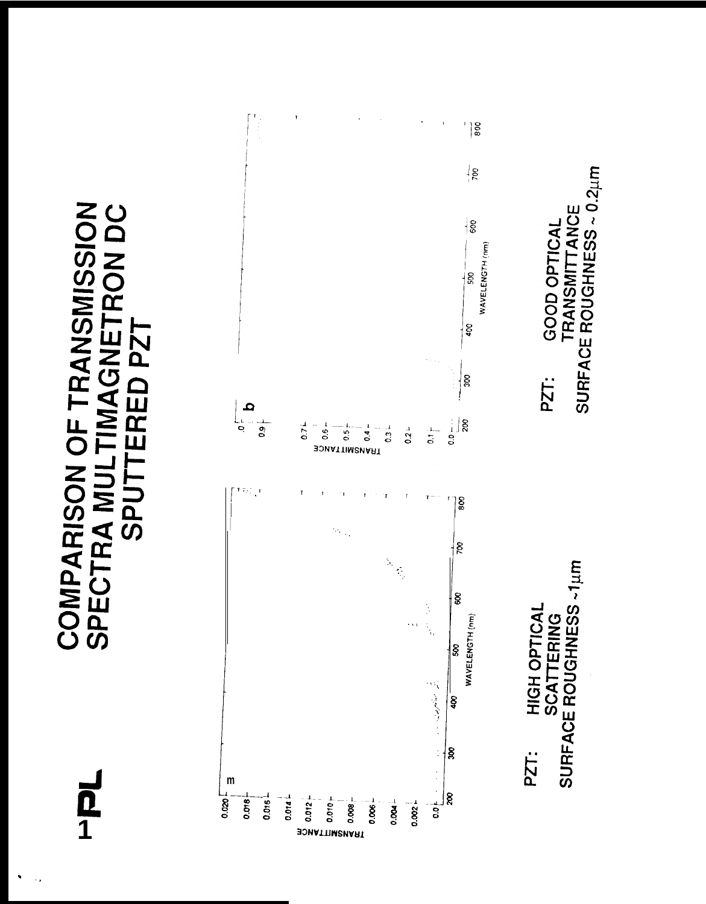# COMPARISON OF TRANSMISSION SPECTRA MULTIMAGNETRON DC SPUTTERED PZT

PZT: HIGH OPTICAL SCATTERING
SURFACE ROUGHNESS ~1μm

PZT: GOOD OPTICAL TRANSMITTANCE
SURFACE ROUGHNESS ~ 0.2μm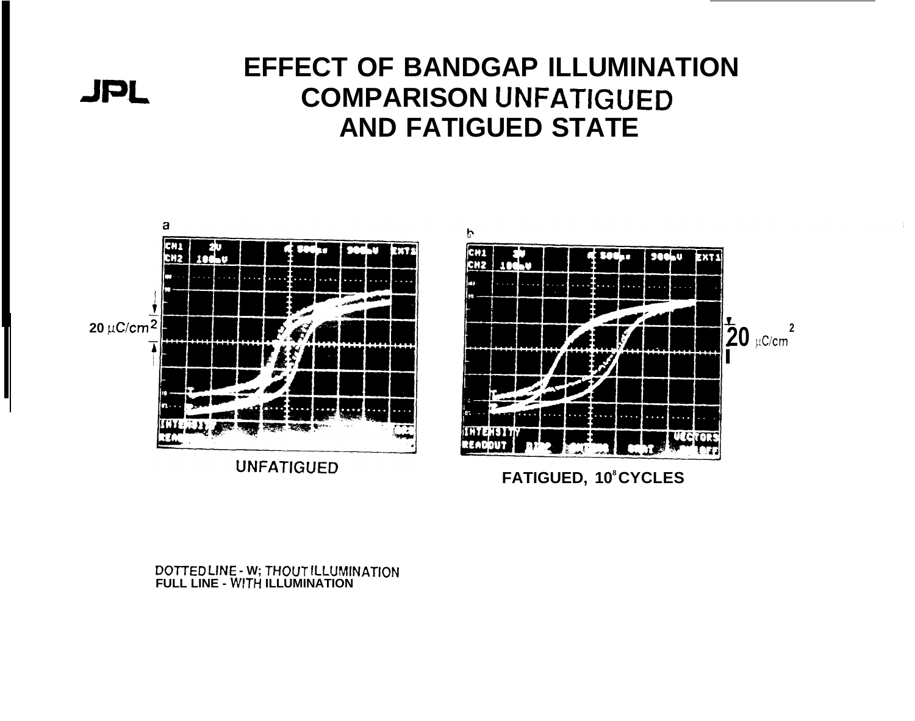# EFFECT OF BANDGAP ILLUMINATION COMPARISON UNFATIGUED AND FATIGUED STATE

a

20 $\mu C/cm^2$

UNFATIGUED

b

20 $\mu C/cm^2$

FATIGUED, $10^8$ CYCLES

DOTTED LINE - WITHOUT ILLUMINATION
FULL LINE - WITH ILLUMINATION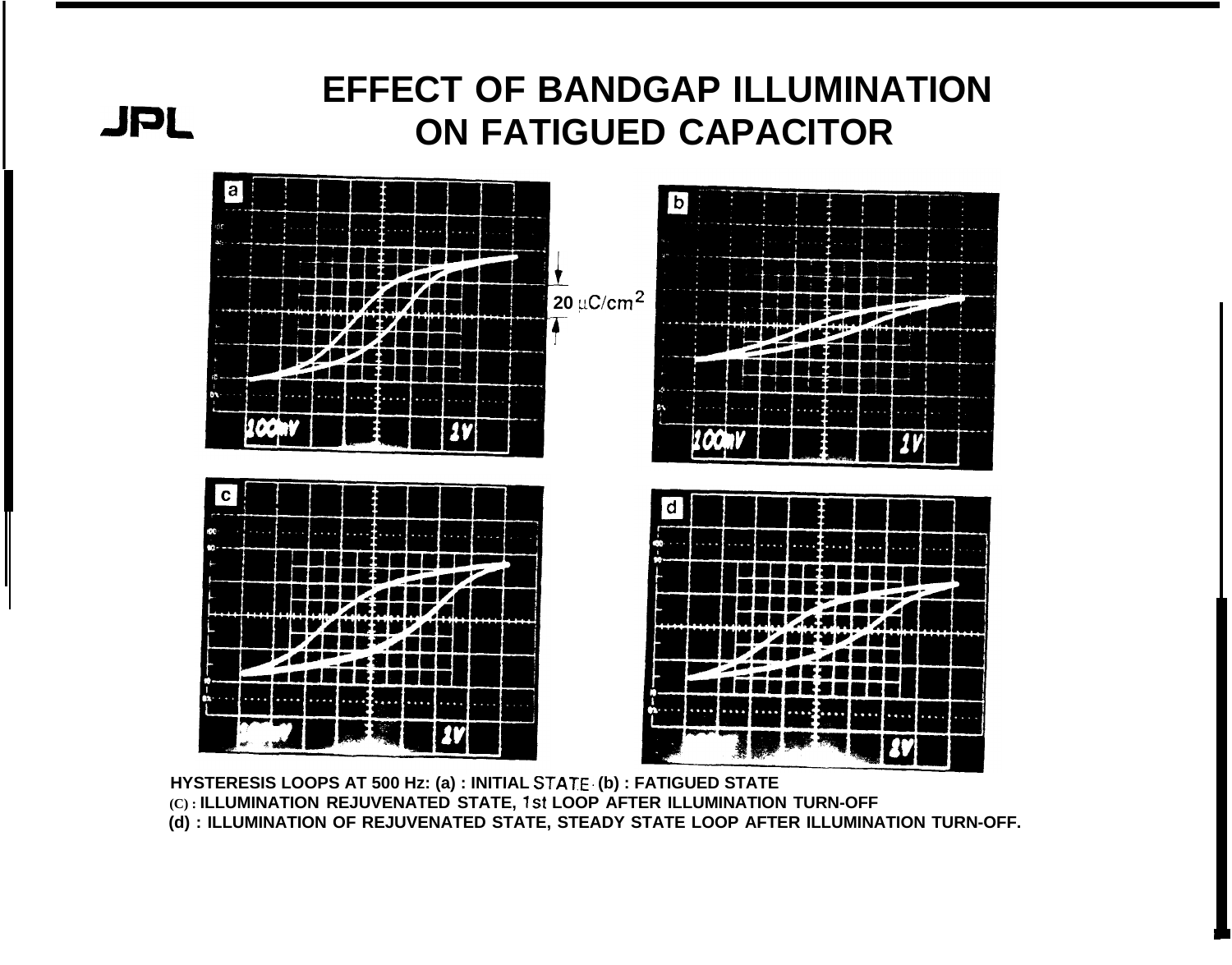# EFFECT OF BANDGAP ILLUMINATION ON FATIGUED CAPACITOR

**HYSTERESIS LOOPS AT 500 Hz: (a) : INITIAL STATE (b) : FATIGUED STATE**
**(C) : ILLUMINATION REJUVENATED STATE, 1st LOOP AFTER ILLUMINATION TURN-OFF**
**(d) : ILLUMINATION OF REJUVENATED STATE, STEADY STATE LOOP AFTER ILLUMINATION TURN-OFF.**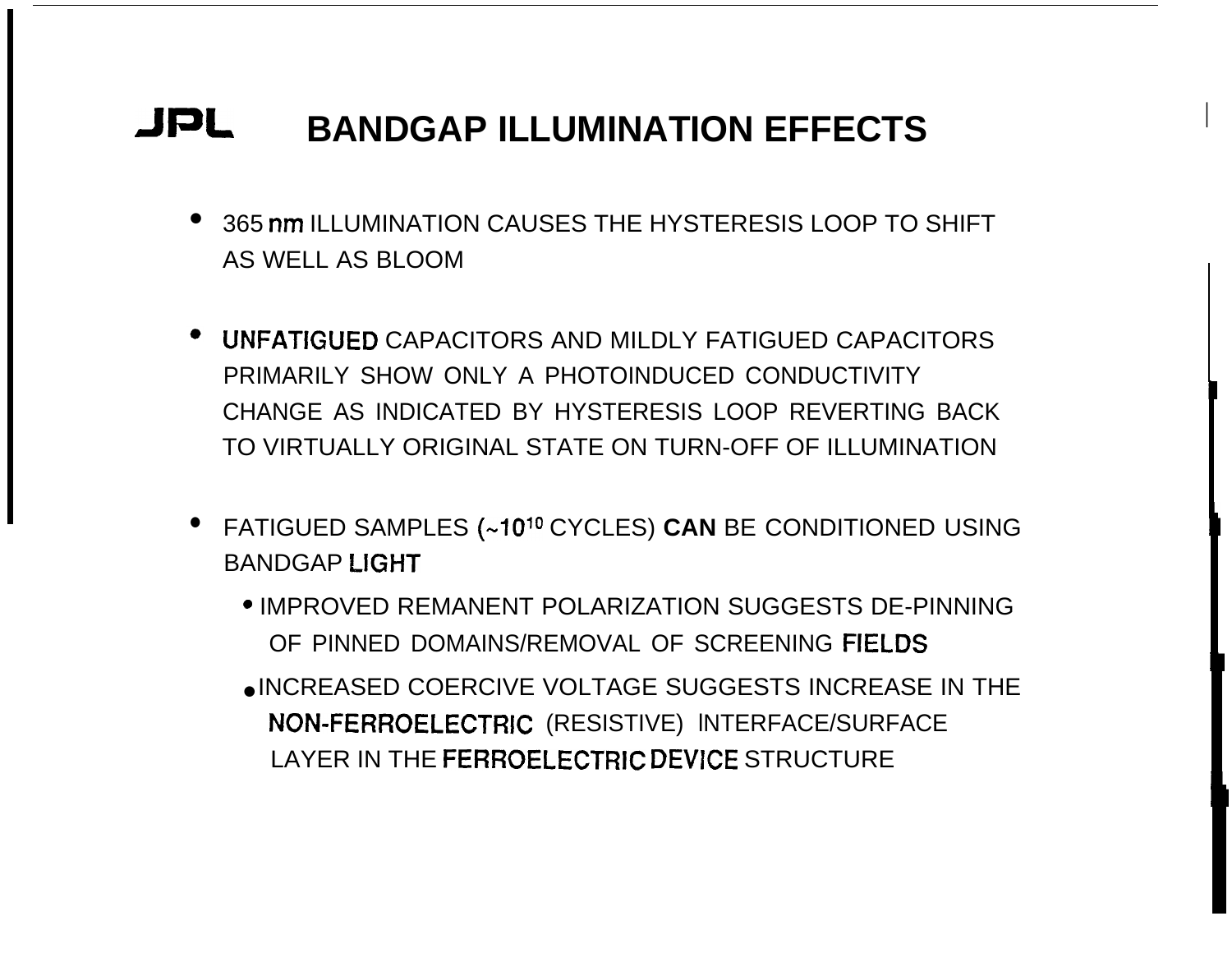# JPL BANDGAP ILLUMINATION EFFECTS

- 365 nm ILLUMINATION CAUSES THE HYSTERESIS LOOP TO SHIFT AS WELL AS BLOOM
- UNFATIGUED CAPACITORS AND MILDLY FATIGUED CAPACITORS PRIMARILY SHOW ONLY A PHOTOINDUCED CONDUCTIVITY CHANGE AS INDICATED BY HYSTERESIS LOOP REVERTING BACK TO VIRTUALLY ORIGINAL STATE ON TURN-OFF OF ILLUMINATION
- FATIGUED SAMPLES (~$10^{10}$ CYCLES) **CAN** BE CONDITIONED USING BANDGAP LIGHT
  - IMPROVED REMANENT POLARIZATION SUGGESTS DE-PINNING OF PINNED DOMAINS/REMOVAL OF SCREENING FIELDS
  - INCREASED COERCIVE VOLTAGE SUGGESTS INCREASE IN THE NON-FERROELECTRIC (RESISTIVE) INTERFACE/SURFACE LAYER IN THE FERROELECTRIC DEVICE STRUCTURE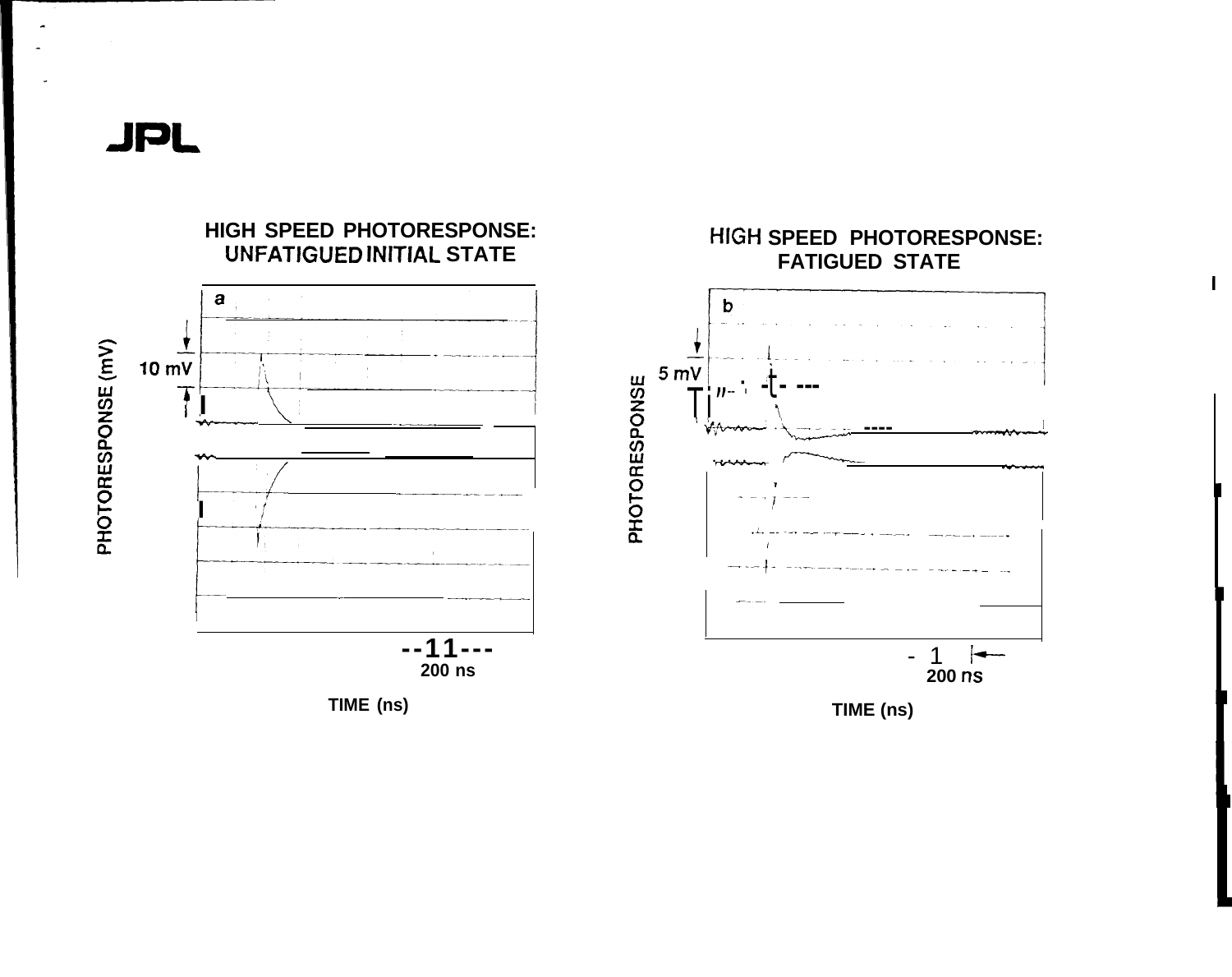JPL

## HIGH SPEED PHOTORESPONSE: UNFATIGUED INITIAL STATE

a

10 mV

PHOTORESPONSE (mV)

200 ns

TIME (ns)

## HIGH SPEED PHOTORESPONSE: FATIGUED STATE

b

5 mV

PHOTORESPONSE

200 ns

TIME (ns)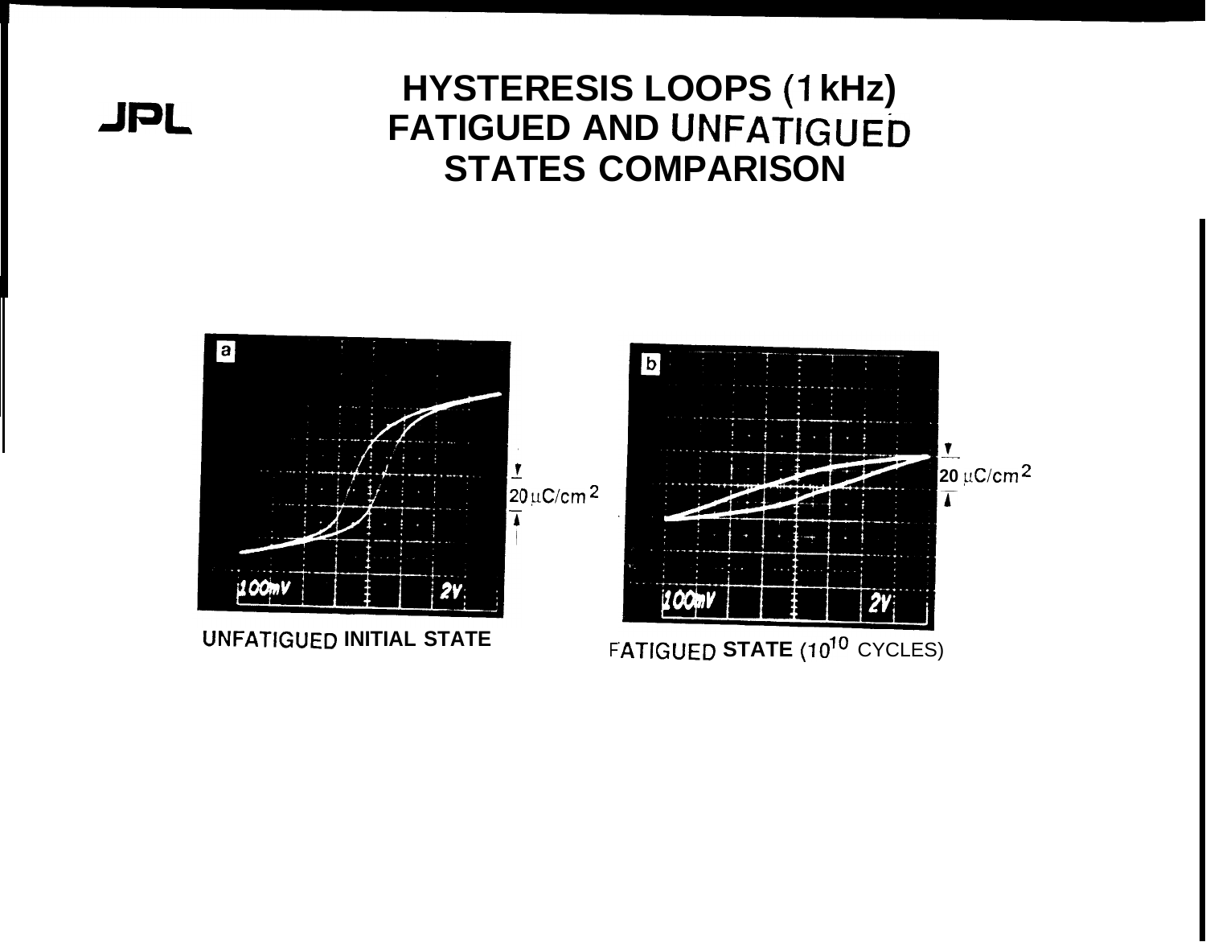JPL

# HYSTERESIS LOOPS (1 kHz) FATIGUED AND UNFATIGUED STATES COMPARISON

a

100mV 2V

$20\ \mu C/cm^2$

UNFATIGUED INITIAL STATE

b

100mV 2V

$20\ \mu C/cm^2$

FATIGUED STATE ($10^{10}$ CYCLES)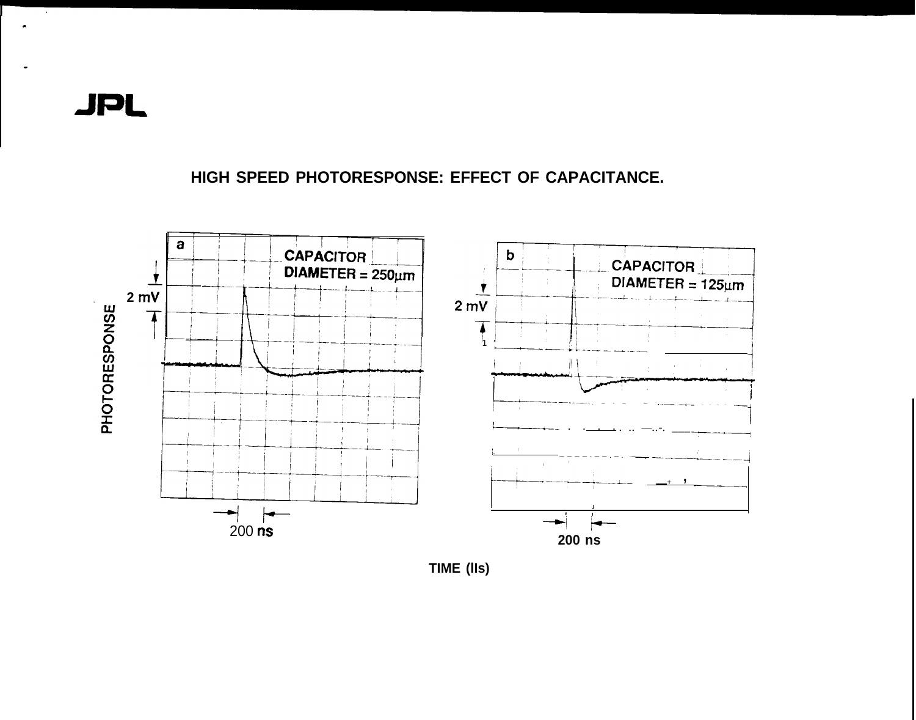# HIGH SPEED PHOTORESPONSE: EFFECT OF CAPACITANCE.

a — CAPACITOR DIAMETER = 250µm

b — CAPACITOR DIAMETER = 125µm

PHOTORESPONSE

2 mV

200 ns

TIME (lls)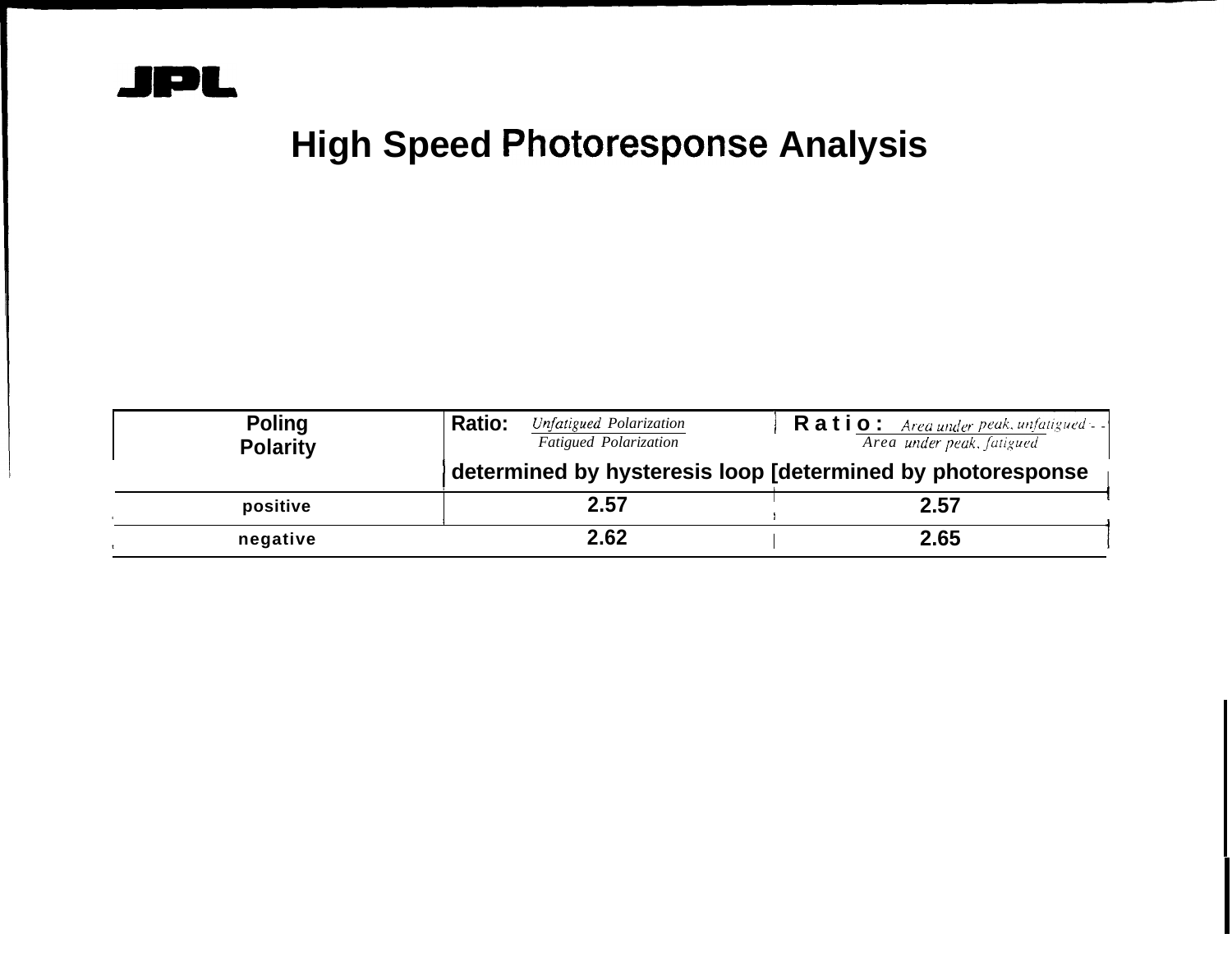# High Speed Photoresponse Analysis

| Poling Polarity | Ratio: $\frac{\text{Unfatigued Polarization}}{\text{Fatigued Polarization}}$ determined by hysteresis loop | Ratio: $\frac{\text{Area under peak, unfatigued}}{\text{Area under peak, fatigued}}$ determined by photoresponse |
|---|---|---|
| positive | 2.57 | 2.57 |
| negative | 2.62 | 2.65 |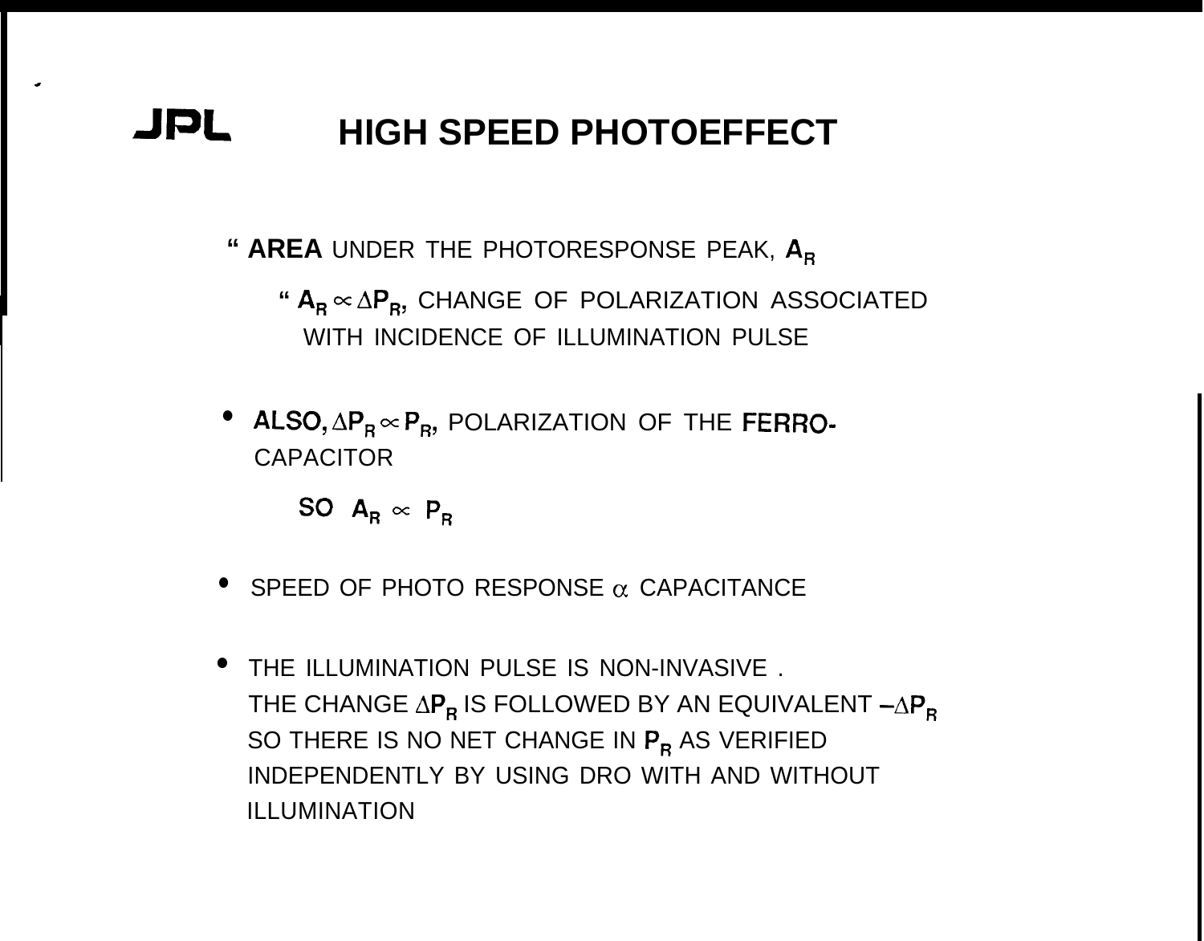# HIGH SPEED PHOTOEFFECT

- **AREA** UNDER THE PHOTORESPONSE PEAK, $A_R$
  - $A_R \propto \Delta P_R$, CHANGE OF POLARIZATION ASSOCIATED WITH INCIDENCE OF ILLUMINATION PULSE

- ALSO, $\Delta P_R \propto P_R$, POLARIZATION OF THE FERRO-CAPACITOR

  SO $A_R \propto P_R$

- SPEED OF PHOTO RESPONSE $\alpha$ CAPACITANCE

- THE ILLUMINATION PULSE IS NON-INVASIVE . THE CHANGE $\Delta P_R$ IS FOLLOWED BY AN EQUIVALENT $-\Delta P_R$ SO THERE IS NO NET CHANGE IN $P_R$ AS VERIFIED INDEPENDENTLY BY USING DRO WITH AND WITHOUT ILLUMINATION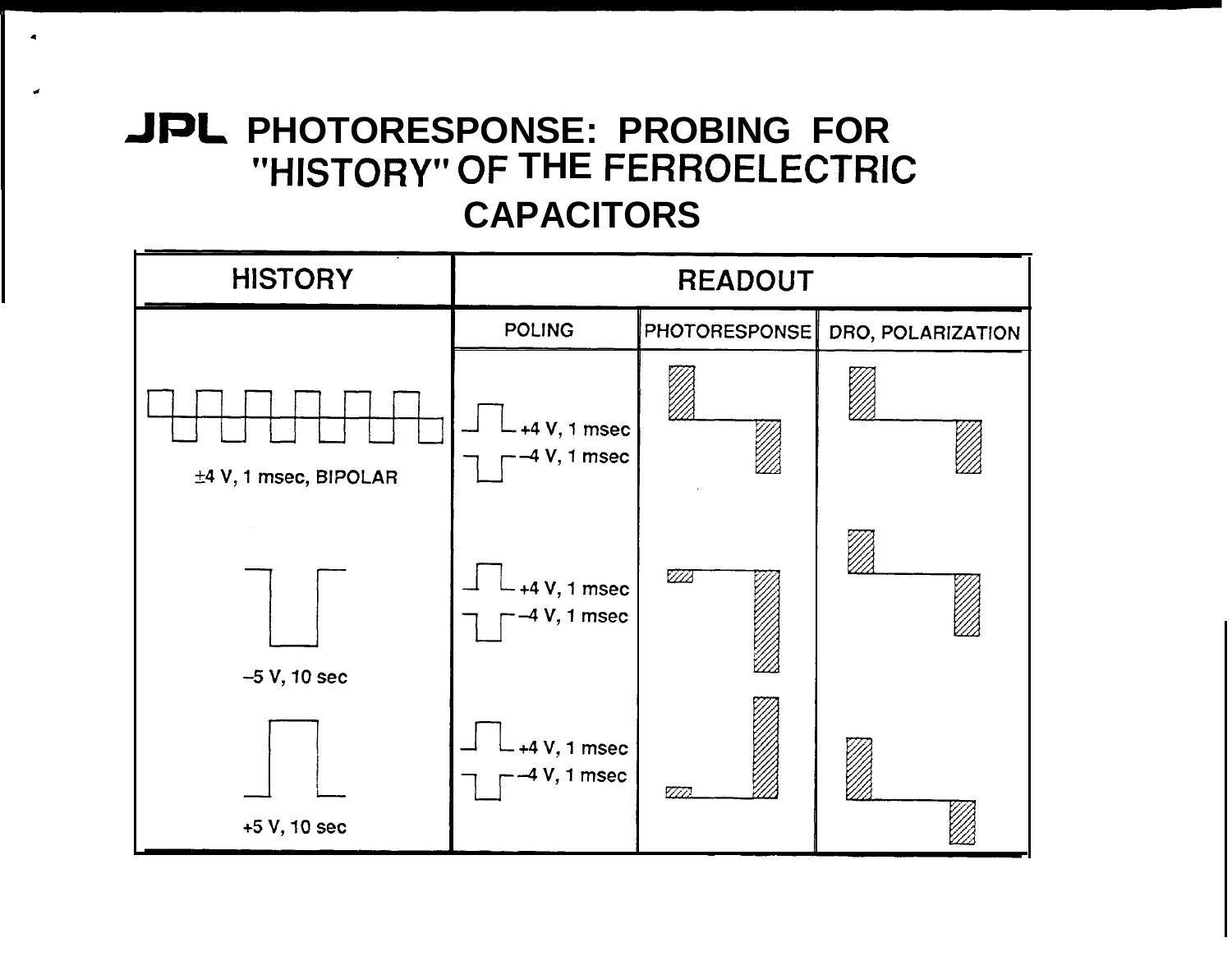# PHOTORESPONSE: PROBING FOR "HISTORY" OF THE FERROELECTRIC CAPACITORS

| HISTORY | READOUT | | |
|---|---|---|---|
| | POLING | PHOTORESPONSE | DRO, POLARIZATION |
| ±4 V, 1 msec, BIPOLAR | +4 V, 1 msec<br>−4 V, 1 msec | | |
| −5 V, 10 sec | +4 V, 1 msec<br>−4 V, 1 msec | | |
| +5 V, 10 sec | +4 V, 1 msec<br>−4 V, 1 msec | | |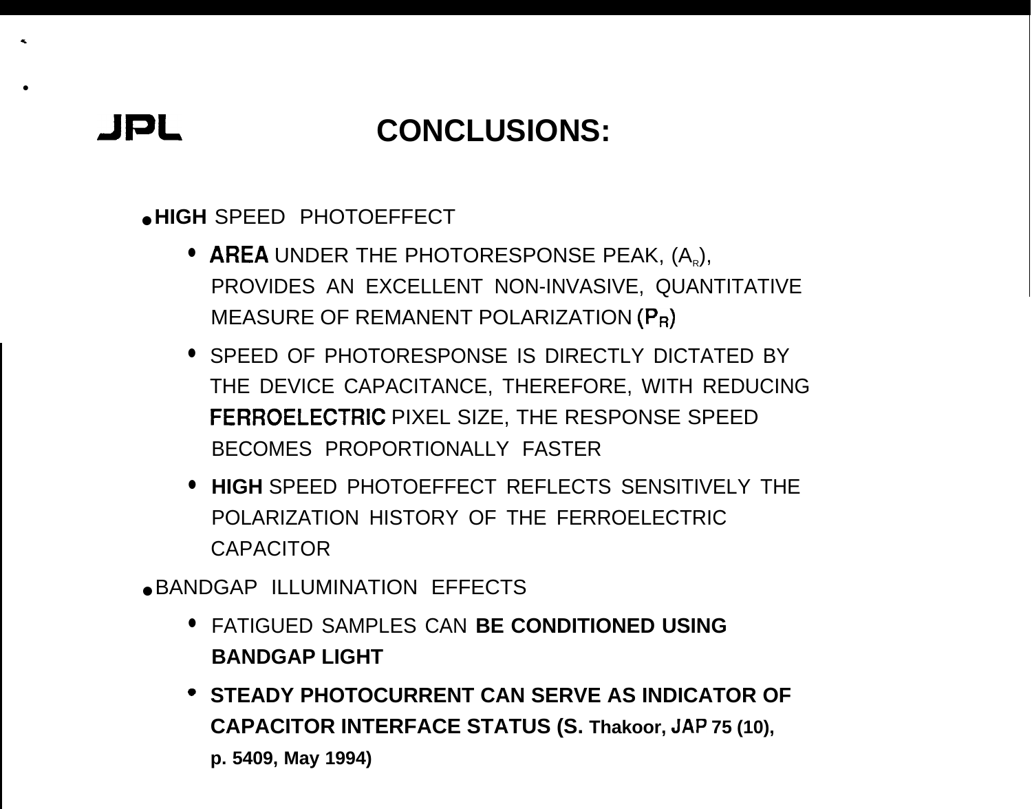JPL

# CONCLUSIONS:

- **HIGH** SPEED PHOTOEFFECT
  - AREA UNDER THE PHOTORESPONSE PEAK, ($A_R$), PROVIDES AN EXCELLENT NON-INVASIVE, QUANTITATIVE MEASURE OF REMANENT POLARIZATION ($P_R$)
  - SPEED OF PHOTORESPONSE IS DIRECTLY DICTATED BY THE DEVICE CAPACITANCE, THEREFORE, WITH REDUCING FERROELECTRIC PIXEL SIZE, THE RESPONSE SPEED BECOMES PROPORTIONALLY FASTER
  - **HIGH** SPEED PHOTOEFFECT REFLECTS SENSITIVELY THE POLARIZATION HISTORY OF THE FERROELECTRIC CAPACITOR
- BANDGAP ILLUMINATION EFFECTS
  - FATIGUED SAMPLES CAN **BE CONDITIONED USING BANDGAP LIGHT**
  - **STEADY PHOTOCURRENT CAN SERVE AS INDICATOR OF CAPACITOR INTERFACE STATUS (S. Thakoor, JAP 75 (10), p. 5409, May 1994)**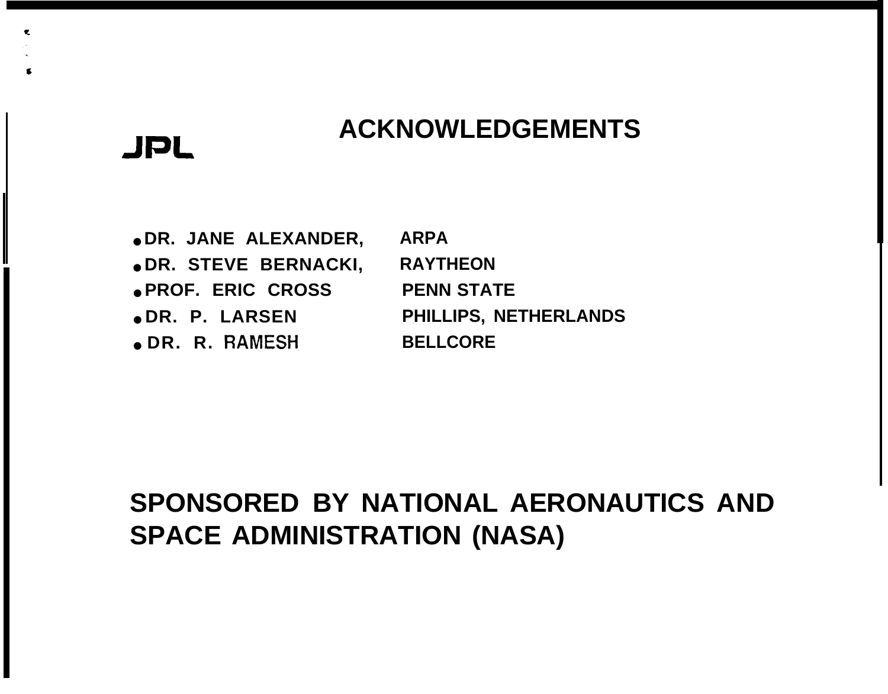JPL

# ACKNOWLEDGEMENTS

| | |
|---|---|
| • DR. JANE ALEXANDER, | ARPA |
| • DR. STEVE BERNACKI, | RAYTHEON |
| • PROF. ERIC CROSS | PENN STATE |
| • DR. P. LARSEN | PHILLIPS, NETHERLANDS |
| • DR. R. RAMESH | BELLCORE |

**SPONSORED BY NATIONAL AERONAUTICS AND SPACE ADMINISTRATION (NASA)**